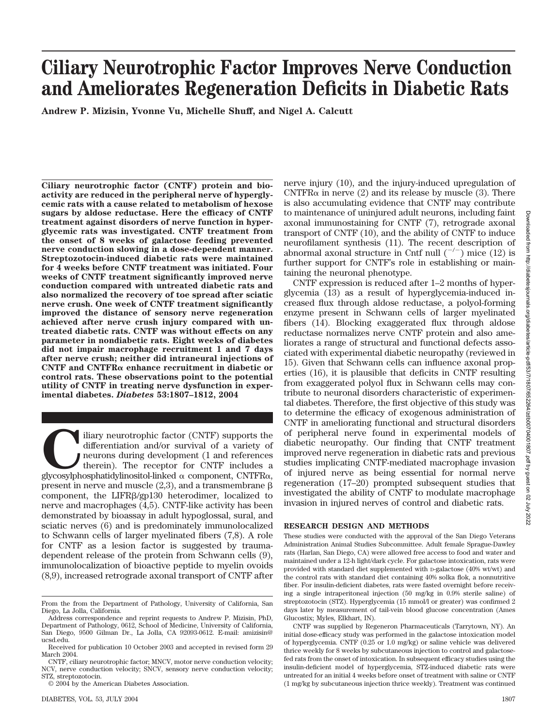# Ciliary Neurotrophic Factor Improves Nerve Conduction and Ameliorates Regeneration Deficits in Diabetic Rats

**Andrew P. Mizisin, Yvonne Vu, Michelle Shuff, and Nigel A. Calcutt**

**Ciliary neurotrophic factor (CNTF) protein and bioactivity are reduced in the peripheral nerve of hyperglycemic rats with a cause related to metabolism of hexose sugars by aldose reductase. Here the efficacy of CNTF treatment against disorders of nerve function in hyperglycemic rats was investigated. CNTF treatment from the onset of 8 weeks of galactose feeding prevented nerve conduction slowing in a dose-dependent manner. Streptozotocin-induced diabetic rats were maintained for 4 weeks before CNTF treatment was initiated. Four weeks of CNTF treatment significantly improved nerve conduction compared with untreated diabetic rats and also normalized the recovery of toe spread after sciatic nerve crush. One week of CNTF treatment significantly improved the distance of sensory nerve regeneration achieved after nerve crush injury compared with untreated diabetic rats. CNTF was without effects on any parameter in nondiabetic rats. Eight weeks of diabetes did not impair macrophage recruitment 1 and 7 days after nerve crush; neither did intraneural injections of CNTF and CNTFRα enhance recruitment in diabetic or control rats. These observations point to the potential utility of CNTF in treating nerve dysfunction in experimental diabetes.** ***Diabetes*** **53:1807–1812, 2004**

Ciliary neurotrophic factor (CNTF) supports the differentiation and/or survival of a variety of neurons during development (1 and references therein). The receptor for CNTF includes a glycosylphosphatidylinositol-linked α component, CNTFRα, present in nerve and muscle (2,3), and a transmembrane β component, the LIFRβ/gp130 heterodimer, localized to nerve and macrophages (4,5). CNTF-like activity has been demonstrated by bioassay in adult hypoglossal, sural, and sciatic nerves (6) and is predominately immunolocalized to Schwann cells of larger myelinated fibers (7,8). A role for CNTF as a lesion factor is suggested by trauma-dependent release of the protein from Schwann cells (9), immunolocalization of bioactive peptide to myelin ovoids (8,9), increased retrograde axonal transport of CNTF after nerve injury (10), and the injury-induced upregulation of CNTFRα in nerve (2) and its release by muscle (3). There is also accumulating evidence that CNTF may contribute to maintenance of uninjured adult neurons, including faint axonal immunostaining for CNTF (7), retrograde axonal transport of CNTF (10), and the ability of CNTF to induce neurofilament synthesis (11). The recent description of abnormal axonal structure in Cntf null ($^{-/-}$) mice (12) is further support for CNTF's role in establishing or maintaining the neuronal phenotype.

CNTF expression is reduced after 1–2 months of hyperglycemia (13) as a result of hyperglycemia-induced increased flux through aldose reductase, a polyol-forming enzyme present in Schwann cells of larger myelinated fibers (14). Blocking exaggerated flux through aldose reductase normalizes nerve CNTF protein and also ameliorates a range of structural and functional defects associated with experimental diabetic neuropathy (reviewed in 15). Given that Schwann cells can influence axonal properties (16), it is plausible that deficits in CNTF resulting from exaggerated polyol flux in Schwann cells may contribute to neuronal disorders characteristic of experimental diabetes. Therefore, the first objective of this study was to determine the efficacy of exogenous administration of CNTF in ameliorating functional and structural disorders of peripheral nerve found in experimental models of diabetic neuropathy. Our finding that CNTF treatment improved nerve regeneration in diabetic rats and previous studies implicating CNTF-mediated macrophage invasion of injured nerve as being essential for normal nerve regeneration (17–20) prompted subsequent studies that investigated the ability of CNTF to modulate macrophage invasion in injured nerves of control and diabetic rats.

## RESEARCH DESIGN AND METHODS

These studies were conducted with the approval of the San Diego Veterans Administration Animal Studies Subcommittee. Adult female Sprague-Dawley rats (Harlan, San Diego, CA) were allowed free access to food and water and maintained under a 12-h light/dark cycle. For galactose intoxication, rats were provided with standard diet supplemented with D-galactose (40% wt/wt) and the control rats with standard diet containing 40% solka flok, a nonnutritive fiber. For insulin-deficient diabetes, rats were fasted overnight before receiving a single intraperitoneal injection (50 mg/kg in 0.9% sterile saline) of streptozotocin (STZ). Hyperglycemia (15 mmol/l or greater) was confirmed 2 days later by measurement of tail-vein blood glucose concentration (Ames Glucostix; Myles, Elkhart, IN).

CNTF was supplied by Regeneron Pharmaceuticals (Tarrytown, NY). An initial dose-efficacy study was performed in the galactose intoxication model of hyperglycemia. CNTF (0.25 or 1.0 mg/kg) or saline vehicle was delivered thrice weekly for 8 weeks by subcutaneous injection to control and galactose-fed rats from the onset of intoxication. In subsequent efficacy studies using the insulin-deficient model of hyperglycemia, STZ-induced diabetic rats were untreated for an initial 4 weeks before onset of treatment with saline or CNTF (1 mg/kg by subcutaneous injection thrice weekly). Treatment was continued

From the from the Department of Pathology, University of California, San Diego, La Jolla, California.

Address correspondence and reprint requests to Andrew P. Mizisin, PhD, Department of Pathology, 0612, School of Medicine, University of California, San Diego, 9500 Gilman Dr., La Jolla, CA 92093-0612. E-mail: amizisin@ucsd.edu.

Received for publication 10 October 2003 and accepted in revised form 29 March 2004.

CNTF, ciliary neurotrophic factor; MNCV, motor nerve conduction velocity; NCV, nerve conduction velocity; SNCV, sensory nerve conduction velocity; STZ, streptozotocin.

© 2004 by the American Diabetes Association.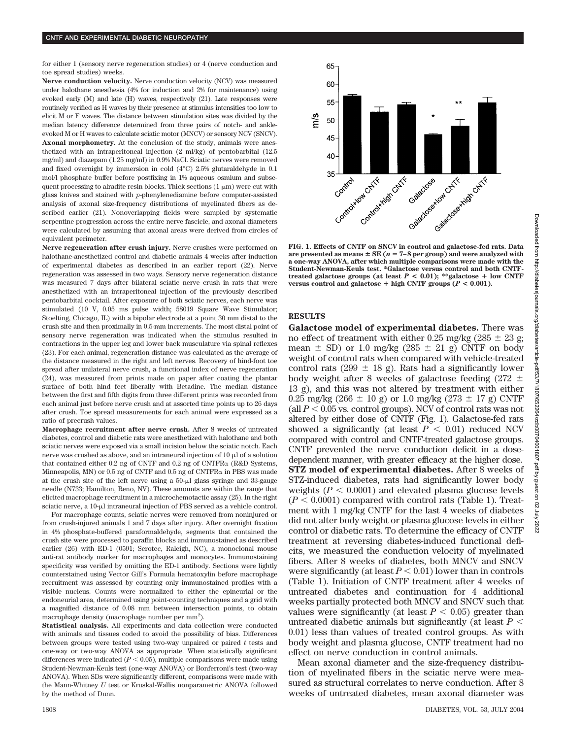for either 1 (sensory nerve regeneration studies) or 4 (nerve conduction and toe spread studies) weeks.

**Nerve conduction velocity.** Nerve conduction velocity (NCV) was measured under halothane anesthesia (4% for induction and 2% for maintenance) using evoked early (M) and late (H) waves, respectively (21). Late responses were routinely verified as H waves by their presence at stimulus intensities too low to elicit M or F waves. The distance between stimulation sites was divided by the median latency difference determined from three pairs of notch- and ankle-evoked M or H waves to calculate sciatic motor (MNCV) or sensory NCV (SNCV).

**Axonal morphometry.** At the conclusion of the study, animals were anesthetized with an intraperitoneal injection (2 ml/kg) of pentobarbital (12.5 mg/ml) and diazepam (1.25 mg/ml) in 0.9% NaCl. Sciatic nerves were removed and fixed overnight by immersion in cold (4°C) 2.5% glutaraldehyde in 0.1 mol/l phosphate buffer before postfixing in 1% aqueous osmium and subsequent processing to alradite resin blocks. Thick sections (1 μm) were cut with glass knives and stained with *p*-phenylenediamine before computer-assisted analysis of axonal size-frequency distributions of myelinated fibers as described earlier (21). Nonoverlapping fields were sampled by systematic serpentine progression across the entire nerve fascicle, and axonal diameters were calculated by assuming that axonal areas were derived from circles of equivalent perimeter.

**Nerve regeneration after crush injury.** Nerve crushes were performed on halothane-anesthetized control and diabetic animals 4 weeks after induction of experimental diabetes as described in an earlier report (22). Nerve regeneration was assessed in two ways. Sensory nerve regeneration distance was measured 7 days after bilateral sciatic nerve crush in rats that were anesthetized with an intraperitoneal injection of the previously described pentobarbital cocktail. After exposure of both sciatic nerves, each nerve was stimulated (10 V, 0.05 ms pulse width; 58019 Square Wave Stimulator; Stoelting, Chicago, IL) with a bipolar electrode at a point 30 mm distal to the crush site and then proximally in 0.5-mm increments. The most distal point of sensory nerve regeneration was indicated when the stimulus resulted in contractions in the upper leg and lower back musculature via spinal reflexes (23). For each animal, regeneration distance was calculated as the average of the distance measured in the right and left nerves. Recovery of hind-foot toe spread after unilateral nerve crush, a functional index of nerve regeneration (24), was measured from prints made on paper after coating the plantar surface of both hind feet liberally with Betadine. The median distance between the first and fifth digits from three different prints was recorded from each animal just before nerve crush and at assorted time points up to 26 days after crush. Toe spread measurements for each animal were expressed as a ratio of precrush values.

**Macrophage recruitment after nerve crush.** After 8 weeks of untreated diabetes, control and diabetic rats were anesthetized with halothane and both sciatic nerves were exposed via a small incision below the sciatic notch. Each nerve was crushed as above, and an intraneural injection of 10 μl of a solution that contained either 0.2 ng of CNTF and 0.2 ng of CNTFRα (R&D Systems, Minneapolis, MN) or 0.5 ng of CNTF and 0.5 ng of CNTFRα in PBS was made at the crush site of the left nerve using a 50-μl glass syringe and 33-gauge needle (N733; Hamilton, Reno, NV). These amounts are within the range that elicited macrophage recruitment in a microchemotactic assay (25). In the right sciatic nerve, a 10-μl intraneural injection of PBS served as a vehicle control.

For macrophage counts, sciatic nerves were removed from noninjured or from crush-injured animals 1 and 7 days after injury. After overnight fixation in 4% phosphate-buffered paraformaldehyde, segments that contained the crush site were processed to paraffin blocks and immunostained as described earlier (26) with ED-1 (0591; Serotec, Raleigh, NC), a monoclonal mouse anti-rat antibody marker for macrophages and monocytes. Immunostaining specificity was verified by omitting the ED-1 antibody. Sections were lightly counterstained using Vector Gill's Formula hematoxylin before macrophage recruitment was assessed by counting only immunostained profiles with a visible nucleus. Counts were normalized to either the epineurial or the endoneurial area, determined using point-counting techniques and a grid with a magnified distance of 0.08 mm between intersection points, to obtain macrophage density (macrophage number per $mm^2$).

**Statistical analysis.** All experiments and data collection were conducted with animals and tissues coded to avoid the possibility of bias. Differences between groups were tested using two-way unpaired or paired *t* tests and one-way or two-way ANOVA as appropriate. When statistically significant differences were indicated ($P < 0.05$), multiple comparisons were made using Student-Newman-Keuls test (one-way ANOVA) or Bonferroni's test (two-way ANOVA). When SDs were significantly different, comparisons were made with the Mann-Whitney *U* test or Kruskal-Wallis nonparametric ANOVA followed by the method of Dunn.

65
60
55
50
45
40
35
m/s
*
**
Control
Control+low CNTF
Control+high CNTF
Galactose
Galactose+low CNTF
Galactose+high CNTF

**FIG. 1. Effects of CNTF on SNCV in control and galactose-fed rats. Data are presented as means ± SE (*n* = 7–8 per group) and were analyzed with a one-way ANOVA, after which multiple comparisons were made with the Student-Newman-Keuls test. \*Galactose versus control and both CNTF-treated galactose groups (at least $P < 0.01$); \*\*galactose + low CNTF versus control and galactose + high CNTF groups ($P < 0.001$).**

## RESULTS

**Galactose model of experimental diabetes.** There was no effect of treatment with either 0.25 mg/kg (285 ± 23 g; mean ± SD) or 1.0 mg/kg (285 ± 21 g) CNTF on body weight of control rats when compared with vehicle-treated control rats (299 ± 18 g). Rats had a significantly lower body weight after 8 weeks of galactose feeding (272 ± 13 g), and this was not altered by treatment with either 0.25 mg/kg (266 ± 10 g) or 1.0 mg/kg (273 ± 17 g) CNTF (all $P < 0.05$ vs. control groups). NCV of control rats was not altered by either dose of CNTF (Fig. 1). Galactose-fed rats showed a significantly (at least $P < 0.01$) reduced NCV compared with control and CNTF-treated galactose groups. CNTF prevented the nerve conduction deficit in a dose-dependent manner, with greater efficacy at the higher dose.

**STZ model of experimental diabetes.** After 8 weeks of STZ-induced diabetes, rats had significantly lower body weights ($P < 0.0001$) and elevated plasma glucose levels ($P < 0.0001$) compared with control rats (Table 1). Treatment with 1 mg/kg CNTF for the last 4 weeks of diabetes did not alter body weight or plasma glucose levels in either control or diabetic rats. To determine the efficacy of CNTF treatment at reversing diabetes-induced functional deficits, we measured the conduction velocity of myelinated fibers. After 8 weeks of diabetes, both MNCV and SNCV were significantly (at least $P < 0.01$) lower than in controls (Table 1). Initiation of CNTF treatment after 4 weeks of untreated diabetes and continuation for 4 additional weeks partially protected both MNCV and SNCV such that values were significantly (at least $P < 0.05$) greater than untreated diabetic animals but significantly (at least $P < 0.01$) less than values of treated control groups. As with body weight and plasma glucose, CNTF treatment had no effect on nerve conduction in control animals.

Mean axonal diameter and the size-frequency distribution of myelinated fibers in the sciatic nerve were measured as structural correlates to nerve conduction. After 8 weeks of untreated diabetes, mean axonal diameter was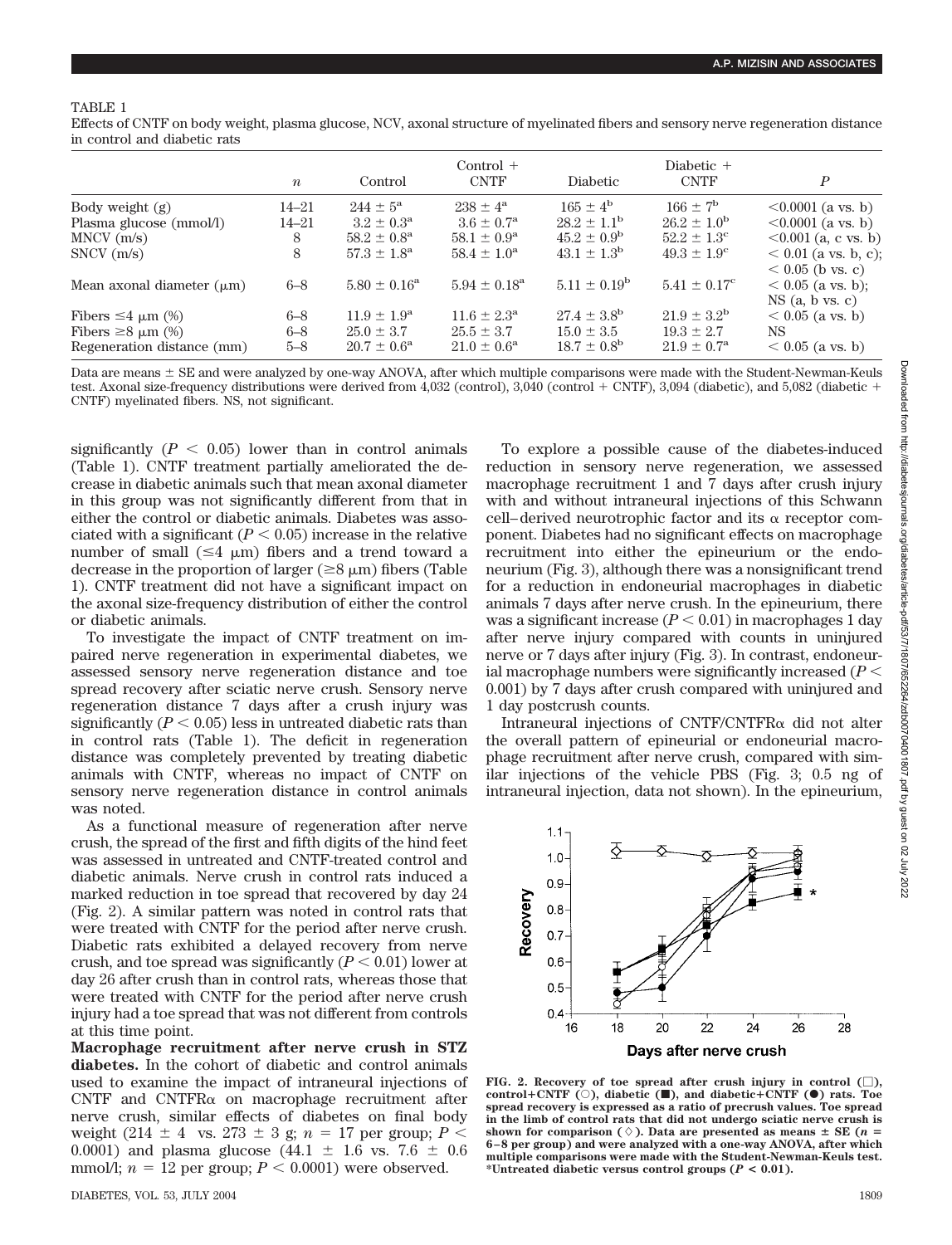TABLE 1

Effects of CNTF on body weight, plasma glucose, NCV, axonal structure of myelinated fibers and sensory nerve regeneration distance in control and diabetic rats

| | $n$ | Control | Control + CNTF | Diabetic | Diabetic + CNTF | $P$ |
|---|---|---|---|---|---|---|
| Body weight (g) | 14–21 | $244 \pm 5^a$ | $238 \pm 4^a$ | $165 \pm 4^b$ | $166 \pm 7^b$ | <0.0001 (a vs. b) |
| Plasma glucose (mmol/l) | 14–21 | $3.2 \pm 0.3^a$ | $3.6 \pm 0.7^a$ | $28.2 \pm 1.1^b$ | $26.2 \pm 1.0^b$ | <0.0001 (a vs. b) |
| MNCV (m/s) | 8 | $58.2 \pm 0.8^a$ | $58.1 \pm 0.9^a$ | $45.2 \pm 0.9^b$ | $52.2 \pm 1.3^c$ | <0.001 (a, c vs. b) |
| SNCV (m/s) | 8 | $57.3 \pm 1.8^a$ | $58.4 \pm 1.0^a$ | $43.1 \pm 1.3^b$ | $49.3 \pm 1.9^c$ | < 0.01 (a vs. b, c); < 0.05 (b vs. c) |
| Mean axonal diameter (μm) | 6–8 | $5.80 \pm 0.16^a$ | $5.94 \pm 0.18^a$ | $5.11 \pm 0.19^b$ | $5.41 \pm 0.17^c$ | < 0.05 (a vs. b); NS (a, b vs. c) |
| Fibers ≤4 μm (%) | 6–8 | $11.9 \pm 1.9^a$ | $11.6 \pm 2.3^a$ | $27.4 \pm 3.8^b$ | $21.9 \pm 3.2^b$ | < 0.05 (a vs. b) |
| Fibers ≥8 μm (%) | 6–8 | $25.0 \pm 3.7$ | $25.5 \pm 3.7$ | $15.0 \pm 3.5$ | $19.3 \pm 2.7$ | NS |
| Regeneration distance (mm) | 5–8 | $20.7 \pm 0.6^a$ | $21.0 \pm 0.6^a$ | $18.7 \pm 0.8^b$ | $21.9 \pm 0.7^a$ | < 0.05 (a vs. b) |

Data are means ± SE and were analyzed by one-way ANOVA, after which multiple comparisons were made with the Student-Newman-Keuls test. Axonal size-frequency distributions were derived from 4,032 (control), 3,040 (control + CNTF), 3,094 (diabetic), and 5,082 (diabetic + CNTF) myelinated fibers. NS, not significant.

significantly ($P < 0.05$) lower than in control animals (Table 1). CNTF treatment partially ameliorated the decrease in diabetic animals such that mean axonal diameter in this group was not significantly different from that in either the control or diabetic animals. Diabetes was associated with a significant ($P < 0.05$) increase in the relative number of small (≤4 μm) fibers and a trend toward a decrease in the proportion of larger (≥8 μm) fibers (Table 1). CNTF treatment did not have a significant impact on the axonal size-frequency distribution of either the control or diabetic animals.

To investigate the impact of CNTF treatment on impaired nerve regeneration in experimental diabetes, we assessed sensory nerve regeneration distance and toe spread recovery after sciatic nerve crush. Sensory nerve regeneration distance 7 days after a crush injury was significantly ($P < 0.05$) less in untreated diabetic rats than in control rats (Table 1). The deficit in regeneration distance was completely prevented by treating diabetic animals with CNTF, whereas no impact of CNTF on sensory nerve regeneration distance in control animals was noted.

As a functional measure of regeneration after nerve crush, the spread of the first and fifth digits of the hind feet was assessed in untreated and CNTF-treated control and diabetic animals. Nerve crush in control rats induced a marked reduction in toe spread that recovered by day 24 (Fig. 2). A similar pattern was noted in control rats that were treated with CNTF for the period after nerve crush. Diabetic rats exhibited a delayed recovery from nerve crush, and toe spread was significantly ($P < 0.01$) lower at day 26 after crush than in control rats, whereas those that were treated with CNTF for the period after nerve crush injury had a toe spread that was not different from controls at this time point.

**Macrophage recruitment after nerve crush in STZ diabetes.** In the cohort of diabetic and control animals used to examine the impact of intraneural injections of CNTF and CNTFRα on macrophage recruitment after nerve crush, similar effects of diabetes on final body weight (214 ± 4 vs. 273 ± 3 g; $n = 17$ per group; $P < 0.0001$) and plasma glucose (44.1 ± 1.6 vs. 7.6 ± 0.6 mmol/l; $n = 12$ per group; $P < 0.0001$) were observed.

To explore a possible cause of the diabetes-induced reduction in sensory nerve regeneration, we assessed macrophage recruitment 1 and 7 days after crush injury with and without intraneural injections of this Schwann cell–derived neurotrophic factor and its α receptor component. Diabetes had no significant effects on macrophage recruitment into either the epineurium or the endoneurium (Fig. 3), although there was a nonsignificant trend for a reduction in endoneurial macrophages in diabetic animals 7 days after nerve crush. In the epineurium, there was a significant increase ($P < 0.01$) in macrophages 1 day after nerve injury compared with counts in uninjured nerve or 7 days after injury (Fig. 3). In contrast, endoneurial macrophage numbers were significantly increased ($P < 0.001$) by 7 days after crush compared with uninjured and 1 day postcrush counts.

Intraneural injections of CNTF/CNTFRα did not alter the overall pattern of epineurial or endoneurial macrophage recruitment after nerve crush, compared with similar injections of the vehicle PBS (Fig. 3; 0.5 ng of intraneural injection, data not shown). In the epineurium,

Recovery
1.1
1.0
0.9
0.8
0.7
0.6
0.5
0.4
16
18
20
22
24
26
28
Days after nerve crush
*

**FIG. 2. Recovery of toe spread after crush injury in control (□), control+CNTF (○), diabetic (■), and diabetic+CNTF (●) rats. Toe spread recovery is expressed as a ratio of precrush values. Toe spread in the limb of control rats that did not undergo sciatic nerve crush is shown for comparison (◇). Data are presented as means ± SE ($n$ = 6–8 per group) and were analyzed with a one-way ANOVA, after which multiple comparisons were made with the Student-Newman-Keuls test. *Untreated diabetic versus control groups ($P < 0.01$).**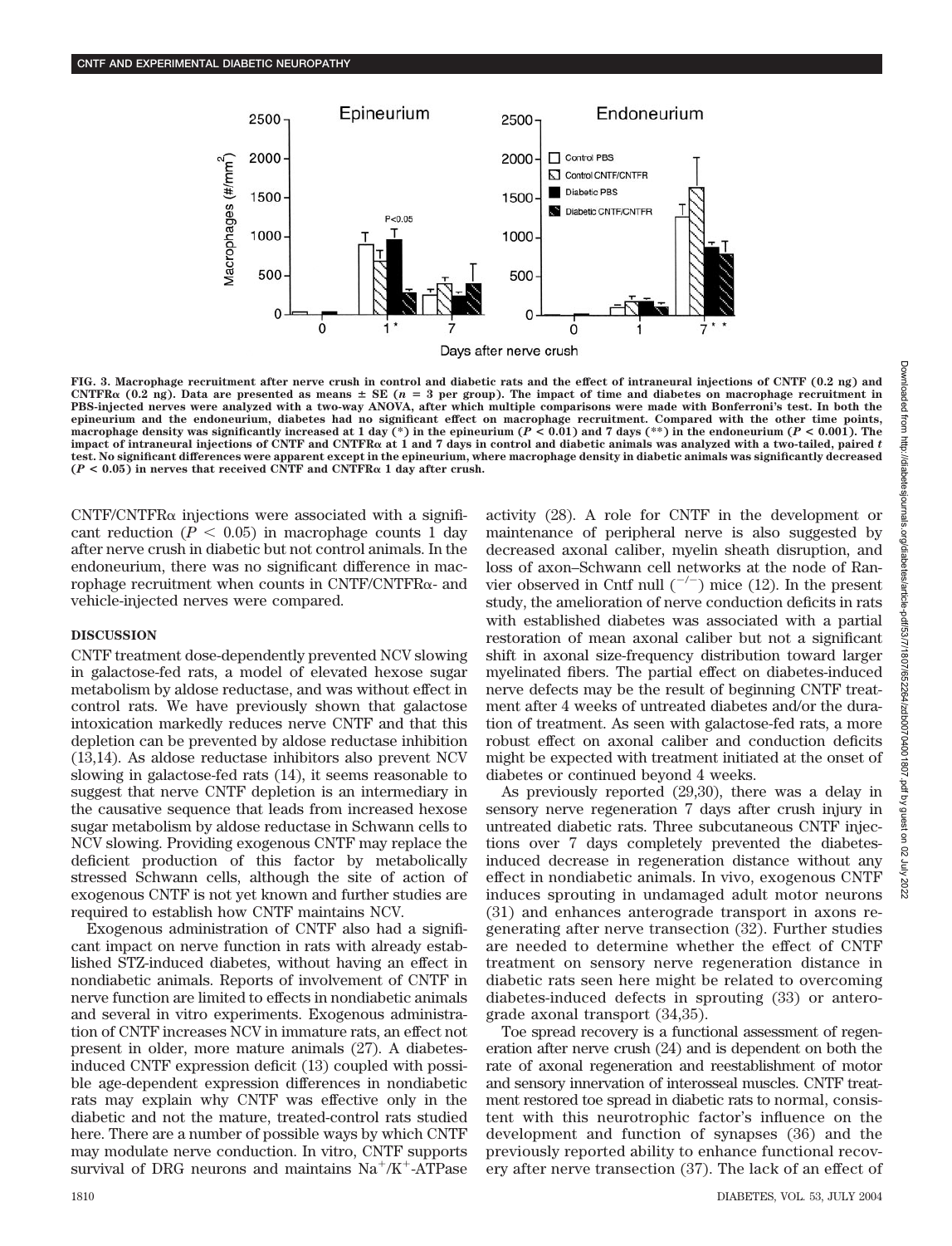FIG. 3. Macrophage recruitment after nerve crush in control and diabetic rats and the effect of intraneural injections of CNTF (0.2 ng) and CNTFRα (0.2 ng). Data are presented as means ± SE ($n = 3$ per group). The impact of time and diabetes on macrophage recruitment in PBS-injected nerves were analyzed with a two-way ANOVA, after which multiple comparisons were made with Bonferroni's test. In both the epineurium and the endoneurium, diabetes had no significant effect on macrophage recruitment. Compared with the other time points, macrophage density was significantly increased at 1 day (*) in the epineurium ($P < 0.01$) and 7 days (**) in the endoneurium ($P < 0.001$). The impact of intraneural injections of CNTF and CNTFRα at 1 and 7 days in control and diabetic animals was analyzed with a two-tailed, paired $t$ test. No significant differences were apparent except in the epineurium, where macrophage density in diabetic animals was significantly decreased ($P < 0.05$) in nerves that received CNTF and CNTFRα 1 day after crush.

CNTF/CNTFRα injections were associated with a significant reduction ($P < 0.05$) in macrophage counts 1 day after nerve crush in diabetic but not control animals. In the endoneurium, there was no significant difference in macrophage recruitment when counts in CNTF/CNTFRα- and vehicle-injected nerves were compared.

## DISCUSSION

CNTF treatment dose-dependently prevented NCV slowing in galactose-fed rats, a model of elevated hexose sugar metabolism by aldose reductase, and was without effect in control rats. We have previously shown that galactose intoxication markedly reduces nerve CNTF and that this depletion can be prevented by aldose reductase inhibition (13,14). As aldose reductase inhibitors also prevent NCV slowing in galactose-fed rats (14), it seems reasonable to suggest that nerve CNTF depletion is an intermediary in the causative sequence that leads from increased hexose sugar metabolism by aldose reductase in Schwann cells to NCV slowing. Providing exogenous CNTF may replace the deficient production of this factor by metabolically stressed Schwann cells, although the site of action of exogenous CNTF is not yet known and further studies are required to establish how CNTF maintains NCV.

Exogenous administration of CNTF also had a significant impact on nerve function in rats with already established STZ-induced diabetes, without having an effect in nondiabetic animals. Reports of involvement of CNTF in nerve function are limited to effects in nondiabetic animals and several in vitro experiments. Exogenous administration of CNTF increases NCV in immature rats, an effect not present in older, more mature animals (27). A diabetes-induced CNTF expression deficit (13) coupled with possible age-dependent expression differences in nondiabetic rats may explain why CNTF was effective only in the diabetic and not the mature, treated-control rats studied here. There are a number of possible ways by which CNTF may modulate nerve conduction. In vitro, CNTF supports survival of DRG neurons and maintains $Na^+/K^+$-ATPase activity (28). A role for CNTF in the development or maintenance of peripheral nerve is also suggested by decreased axonal caliber, myelin sheath disruption, and loss of axon–Schwann cell networks at the node of Ranvier observed in Cntf null ($^{-/-}$) mice (12). In the present study, the amelioration of nerve conduction deficits in rats with established diabetes was associated with a partial restoration of mean axonal caliber but not a significant shift in axonal size-frequency distribution toward larger myelinated fibers. The partial effect on diabetes-induced nerve defects may be the result of beginning CNTF treatment after 4 weeks of untreated diabetes and/or the duration of treatment. As seen with galactose-fed rats, a more robust effect on axonal caliber and conduction deficits might be expected with treatment initiated at the onset of diabetes or continued beyond 4 weeks.

As previously reported (29,30), there was a delay in sensory nerve regeneration 7 days after crush injury in untreated diabetic rats. Three subcutaneous CNTF injections over 7 days completely prevented the diabetes-induced decrease in regeneration distance without any effect in nondiabetic animals. In vivo, exogenous CNTF induces sprouting in undamaged adult motor neurons (31) and enhances anterograde transport in axons regenerating after nerve transection (32). Further studies are needed to determine whether the effect of CNTF treatment on sensory nerve regeneration distance in diabetic rats seen here might be related to overcoming diabetes-induced defects in sprouting (33) or anterograde axonal transport (34,35).

Toe spread recovery is a functional assessment of regeneration after nerve crush (24) and is dependent on both the rate of axonal regeneration and reestablishment of motor and sensory innervation of interosseal muscles. CNTF treatment restored toe spread in diabetic rats to normal, consistent with this neurotrophic factor's influence on the development and function of synapses (36) and the previously reported ability to enhance functional recovery after nerve transection (37). The lack of an effect of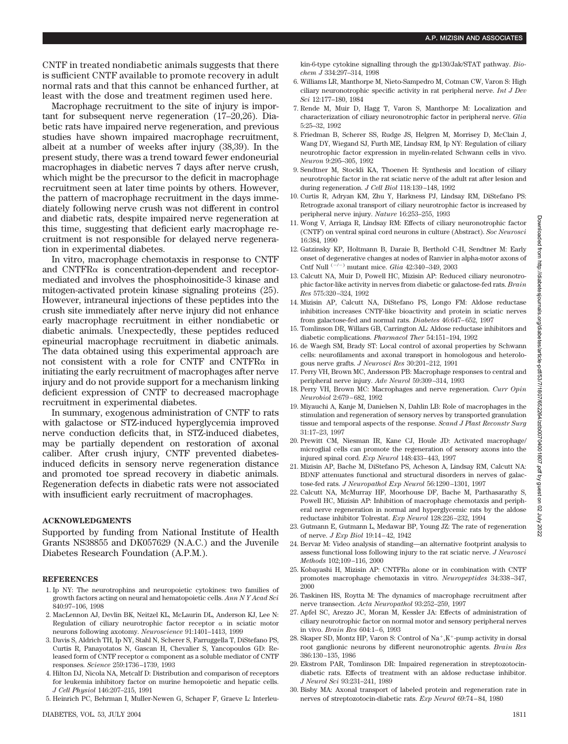CNTF in treated nondiabetic animals suggests that there is sufficient CNTF available to promote recovery in adult normal rats and that this cannot be enhanced further, at least with the dose and treatment regimen used here.

Macrophage recruitment to the site of injury is important for subsequent nerve regeneration (17–20,26). Diabetic rats have impaired nerve regeneration, and previous studies have shown impaired macrophage recruitment, albeit at a number of weeks after injury (38,39). In the present study, there was a trend toward fewer endoneurial macrophages in diabetic nerves 7 days after nerve crush, which might be the precursor to the deficit in macrophage recruitment seen at later time points by others. However, the pattern of macrophage recruitment in the days immediately following nerve crush was not different in control and diabetic rats, despite impaired nerve regeneration at this time, suggesting that deficient early macrophage recruitment is not responsible for delayed nerve regeneration in experimental diabetes.

In vitro, macrophage chemotaxis in response to CNTF and CNTFRα is concentration-dependent and receptor-mediated and involves the phosphoinositide-3 kinase and mitogen-activated protein kinase signaling proteins (25). However, intraneural injections of these peptides into the crush site immediately after nerve injury did not enhance early macrophage recruitment in either nondiabetic or diabetic animals. Unexpectedly, these peptides reduced epineurial macrophage recruitment in diabetic animals. The data obtained using this experimental approach are not consistent with a role for CNTF and CNTFRα in initiating the early recruitment of macrophages after nerve injury and do not provide support for a mechanism linking deficient expression of CNTF to decreased macrophage recruitment in experimental diabetes.

In summary, exogenous administration of CNTF to rats with galactose or STZ-induced hyperglycemia improved nerve conduction deficits that, in STZ-induced diabetes, may be partially dependent on restoration of axonal caliber. After crush injury, CNTF prevented diabetes-induced deficits in sensory nerve regeneration distance and promoted toe spread recovery in diabetic animals. Regeneration defects in diabetic rats were not associated with insufficient early recruitment of macrophages.

## ACKNOWLEDGMENTS

Supported by funding from National Institute of Health Grants NS38855 and DK057629 (N.A.C.) and the Juvenile Diabetes Research Foundation (A.P.M.).

## REFERENCES

1. Ip NY: The neurotrophins and neuropoietic cytokines: two families of growth factors acting on neural and hematopoietic cells. *Ann N Y Acad Sci* 840:97–106, 1998
2. MacLennon AJ, Devlin BK, Neitzel KL, McLaurin DL, Anderson KJ, Lee N: Regulation of ciliary neurotrophic factor receptor α in sciatic motor neurons following axotomy. *Neuroscience* 91:1401–1413, 1999
3. Davis S, Aldrich TH, Ip NY, Stahl N, Scherer S, Farruggella T, DiStefano PS, Curtis R, Panayotatos N, Gascan H, Chevalier S, Yancopoulos GD: Released form of CNTF receptor α component as a soluble mediator of CNTF responses. *Science* 259:1736–1739, 1993
4. Hilton DJ, Nicola NA, Metcalf D: Distribution and comparison of receptors for leukemia inhibitory factor on murine hemopoietic and hepatic cells. *J Cell Physiol* 146:207–215, 1991
5. Heinrich PC, Behrman I, Muller-Newen G, Schaper F, Graeve L: Interleukin-6-type cytokine signalling through the gp130/Jak/STAT pathway. *Biochem J* 334:297–314, 1998
6. Williams LR, Manthorpe M, Nieto-Sampedro M, Cotman CW, Varon S: High ciliary neuronotrophic specific activity in rat peripheral nerve. *Int J Dev Sci* 12:177–180, 1984
7. Rende M, Muir D, Hagg T, Varon S, Manthorpe M: Localization and characterization of ciliary neuronotrophic factor in peripheral nerve. *Glia* 5:25–32, 1992
8. Friedman B, Scherer SS, Rudge JS, Helgren M, Morrisey D, McClain J, Wang DY, Wiegand SJ, Furth ME, Lindsay RM, Ip NY: Regulation of ciliary neurotrophic factor expression in myelin-related Schwann cells in vivo. *Neuron* 9:295–305, 1992
9. Sendtner M, Stockli KA, Thoenen H: Synthesis and location of ciliary neurotrophic factor in the rat sciatic nerve of the adult rat after lesion and during regeneration. *J Cell Biol* 118:139–148, 1992
10. Curtis R, Adryan KM, Zhu Y, Harkness PJ, Lindsay RM, DiStefano PS: Retrograde axonal transport of ciliary neurotrophic factor is increased by peripheral nerve injury. *Nature* 16:253–255, 1993
11. Wong V, Arriaga R, Lindsay RM: Effects of ciliary neuronotrophic factor (CNTF) on ventral spinal cord neurons in culture (Abstract). *Soc Neurosci* 16:384, 1990
12. Gatzinsky KP, Holtmann B, Daraie B, Berthold C-H, Sendtner M: Early onset of degenerative changes at nodes of Ranvier in alpha-motor axons of Cntf Null $^{(-/-)}$ mutant mice. *Glia* 42:340–349, 2003
13. Calcutt NA, Muir D, Powell HC, Mizisin AP: Reduced ciliary neuronotrophic factor-like activity in nerves from diabetic or galactose-fed rats. *Brain Res* 575:320–324, 1992
14. Mizisin AP, Calcutt NA, DiStefano PS, Longo FM: Aldose reductase inhibition increases CNTF-like bioactivity and protein in sciatic nerves from galactose-fed and normal rats. *Diabetes* 46:647–652, 1997
15. Tomlinson DR, Willars GB, Carrington AL: Aldose reductase inhibitors and diabetic complications. *Pharmacol Ther* 54:151–194, 1992
16. de Waegh SM, Brady ST: Local control of axonal properties by Schwann cells: neurofilaments and axonal transport in homologous and heterologous nerve grafts. *J Neurosci Res* 30:201–212, 1991
17. Perry VH, Brown MC, Andersson PB: Macrophage responses to central and peripheral nerve injury. *Adv Neurol* 59:309–314, 1993
18. Perry VH, Brown MC: Macrophages and nerve regeneration. *Curr Opin Neurobiol* 2:679–682, 1992
19. Miyauchi A, Kanje M, Danielsen N, Dahlin LB: Role of macrophages in the stimulation and regeneration of sensory nerves by transported granulation tissue and temporal aspects of the response. *Scand J Plast Reconstr Surg* 31:17–23, 1997
20. Prewitt CM, Niesman IR, Kane CJ, Houle JD: Activated macrophage/microglial cells can promote the regeneration of sensory axons into the injured spinal cord. *Exp Neurol* 148:433–443, 1997
21. Mizisin AP, Bache M, DiStefano PS, Acheson A, Lindsay RM, Calcutt NA: BDNF attenuates functional and structural disorders in nerves of galactose-fed rats. *J Neuropathol Exp Neurol* 56:1290–1301, 1997
22. Calcutt NA, McMurray HF, Moorhouse DF, Bache M, Parthasarathy S, Powell HC, Mizisin AP: Inhibition of macrophage chemotaxis and peripheral nerve regeneration in normal and hyperglycemic rats by the aldose reductase inhibitor Tolrestat. *Exp Neurol* 128:226–232, 1994
23. Gutmann E, Gutmann L, Medawar BP, Young JZ: The rate of regeneration of nerve. *J Exp Biol* 19:14–42, 1942
24. Bervar M: Video analysis of standing—an alternative footprint analysis to assess functional loss following injury to the rat sciatic nerve. *J Neurosci Methods* 102;109–116, 2000
25. Kobayashi H, Mizisin AP: CNTFRα alone or in combination with CNTF promotes macrophage chemotaxis in vitro. *Neuropeptides* 34:338–347, 2000
26. Taskinen HS, Roytta M: The dynamics of macrophage recruitment after nerve transection. *Acta Neuropathol* 93:252–259, 1997
27. Apfel SC, Arezzo JC, Moran M, Kessler JA: Effects of administration of ciliary neurotrophic factor on normal motor and sensory peripheral nerves in vivo. *Brain Res* 604:1–6, 1993
28. Skaper SD, Montz HP, Varon S: Control of $Na^{+}$,$K^{+}$-pump activity in dorsal root ganglionic neurons by different neuronotrophic agents. *Brain Res* 386:130–135, 1986
29. Ekstrom PAR, Tomlinson DR: Impaired regeneration in streptozotocin-diabetic rats. Effects of treatment with an aldose reductase inhibitor. *J Neurol Sci* 93:231–241, 1989
30. Bisby MA: Axonal transport of labeled protein and regeneration rate in nerves of streptozotocin-diabetic rats. *Exp Neurol* 69:74–84, 1980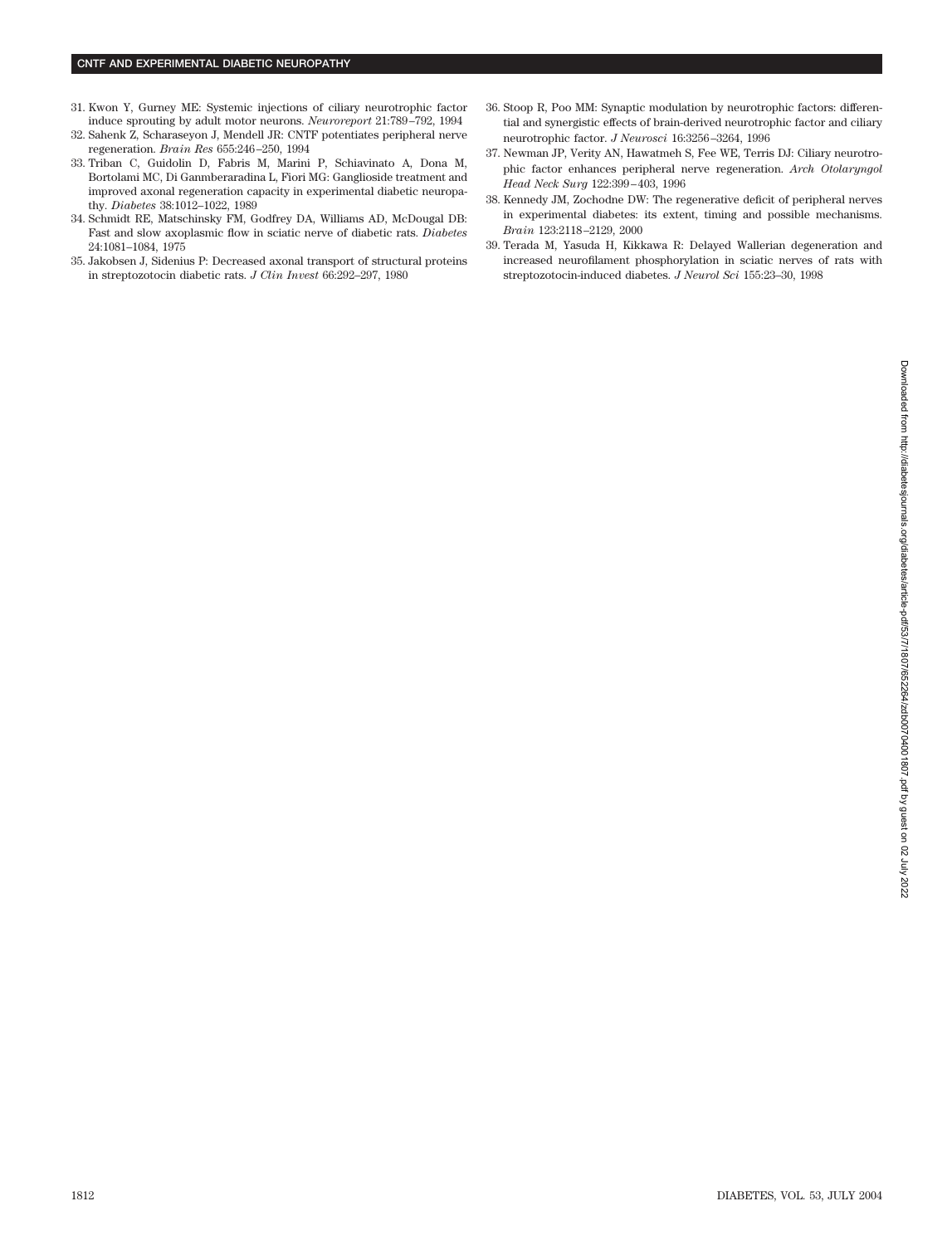31. Kwon Y, Gurney ME: Systemic injections of ciliary neurotrophic factor induce sprouting by adult motor neurons. *Neuroreport* 21:789–792, 1994
32. Sahenk Z, Scharaseyon J, Mendell JR: CNTF potentiates peripheral nerve regeneration. *Brain Res* 655:246–250, 1994
33. Triban C, Guidolin D, Fabris M, Marini P, Schiavinato A, Dona M, Bortolami MC, Di Ganmberaradina L, Fiori MG: Ganglioside treatment and improved axonal regeneration capacity in experimental diabetic neuropathy. *Diabetes* 38:1012–1022, 1989
34. Schmidt RE, Matschinsky FM, Godfrey DA, Williams AD, McDougal DB: Fast and slow axoplasmic flow in sciatic nerve of diabetic rats. *Diabetes* 24:1081–1084, 1975
35. Jakobsen J, Sidenius P: Decreased axonal transport of structural proteins in streptozotocin diabetic rats. *J Clin Invest* 66:292–297, 1980
36. Stoop R, Poo MM: Synaptic modulation by neurotrophic factors: differential and synergistic effects of brain-derived neurotrophic factor and ciliary neurotrophic factor. *J Neurosci* 16:3256–3264, 1996
37. Newman JP, Verity AN, Hawatmeh S, Fee WE, Terris DJ: Ciliary neurotrophic factor enhances peripheral nerve regeneration. *Arch Otolaryngol Head Neck Surg* 122:399–403, 1996
38. Kennedy JM, Zochodne DW: The regenerative deficit of peripheral nerves in experimental diabetes: its extent, timing and possible mechanisms. *Brain* 123:2118–2129, 2000
39. Terada M, Yasuda H, Kikkawa R: Delayed Wallerian degeneration and increased neurofilament phosphorylation in sciatic nerves of rats with streptozotocin-induced diabetes. *J Neurol Sci* 155:23–30, 1998